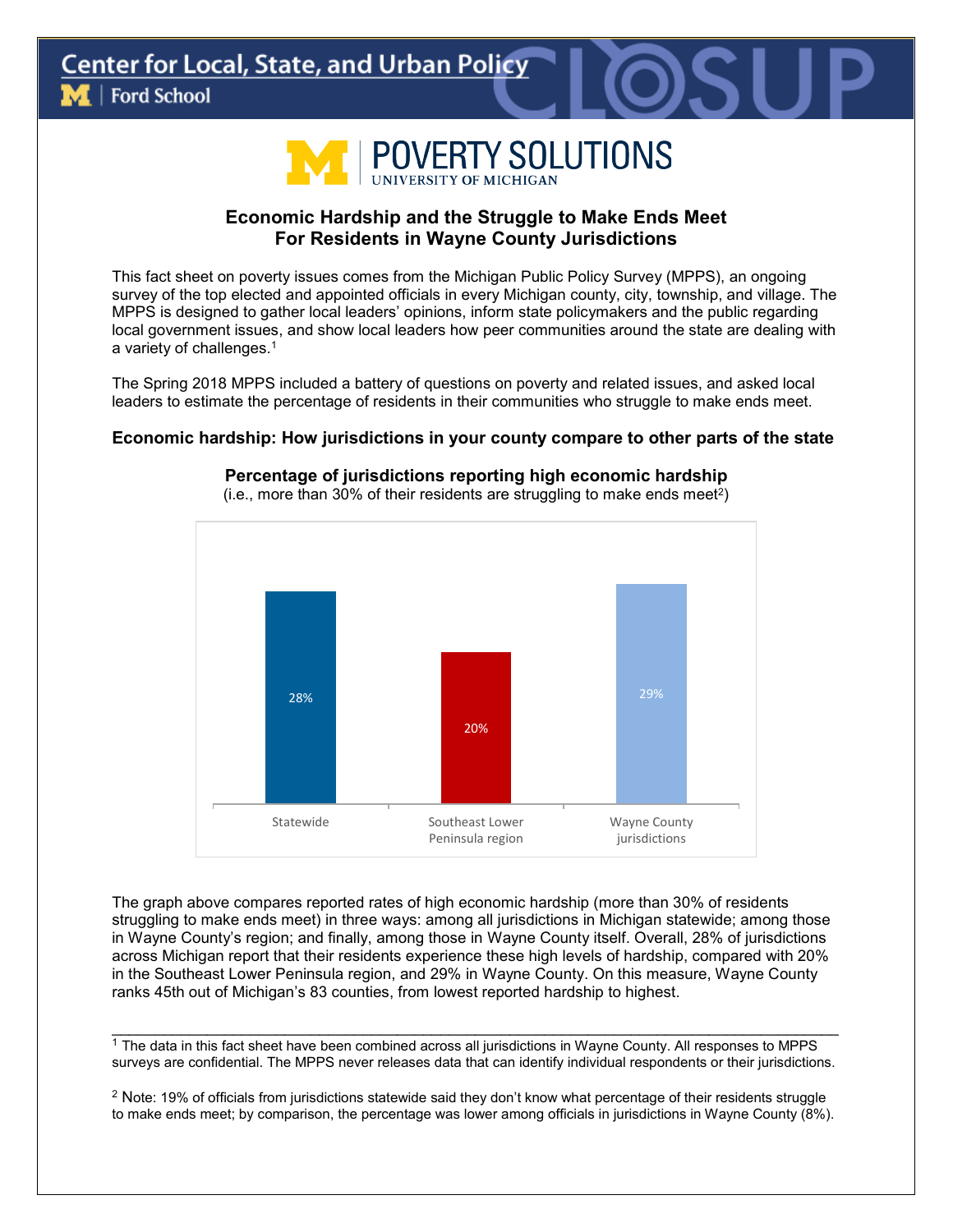Center for Local, State, and Urban Policy
Ford School

POVERTY SOLUTIONS
UNIVERSITY OF MICHIGAN

# Economic Hardship and the Struggle to Make Ends Meet For Residents in Wayne County Jurisdictions

This fact sheet on poverty issues comes from the Michigan Public Policy Survey (MPPS), an ongoing survey of the top elected and appointed officials in every Michigan county, city, township, and village. The MPPS is designed to gather local leaders' opinions, inform state policymakers and the public regarding local government issues, and show local leaders how peer communities around the state are dealing with a variety of challenges.[1]

The Spring 2018 MPPS included a battery of questions on poverty and related issues, and asked local leaders to estimate the percentage of residents in their communities who struggle to make ends meet.

## Economic hardship: How jurisdictions in your county compare to other parts of the state

**Percentage of jurisdictions reporting high economic hardship**
(i.e., more than 30% of their residents are struggling to make ends meet[2])

| Statewide | Southeast Lower Peninsula region | Wayne County jurisdictions |
|---|---|---|
| 28% | 20% | 29% |

The graph above compares reported rates of high economic hardship (more than 30% of residents struggling to make ends meet) in three ways: among all jurisdictions in Michigan statewide; among those in Wayne County's region; and finally, among those in Wayne County itself. Overall, 28% of jurisdictions across Michigan report that their residents experience these high levels of hardship, compared with 20% in the Southeast Lower Peninsula region, and 29% in Wayne County. On this measure, Wayne County ranks 45th out of Michigan's 83 counties, from lowest reported hardship to highest.

---

[1] The data in this fact sheet have been combined across all jurisdictions in Wayne County. All responses to MPPS surveys are confidential. The MPPS never releases data that can identify individual respondents or their jurisdictions.

[2] Note: 19% of officials from jurisdictions statewide said they don't know what percentage of their residents struggle to make ends meet; by comparison, the percentage was lower among officials in jurisdictions in Wayne County (8%).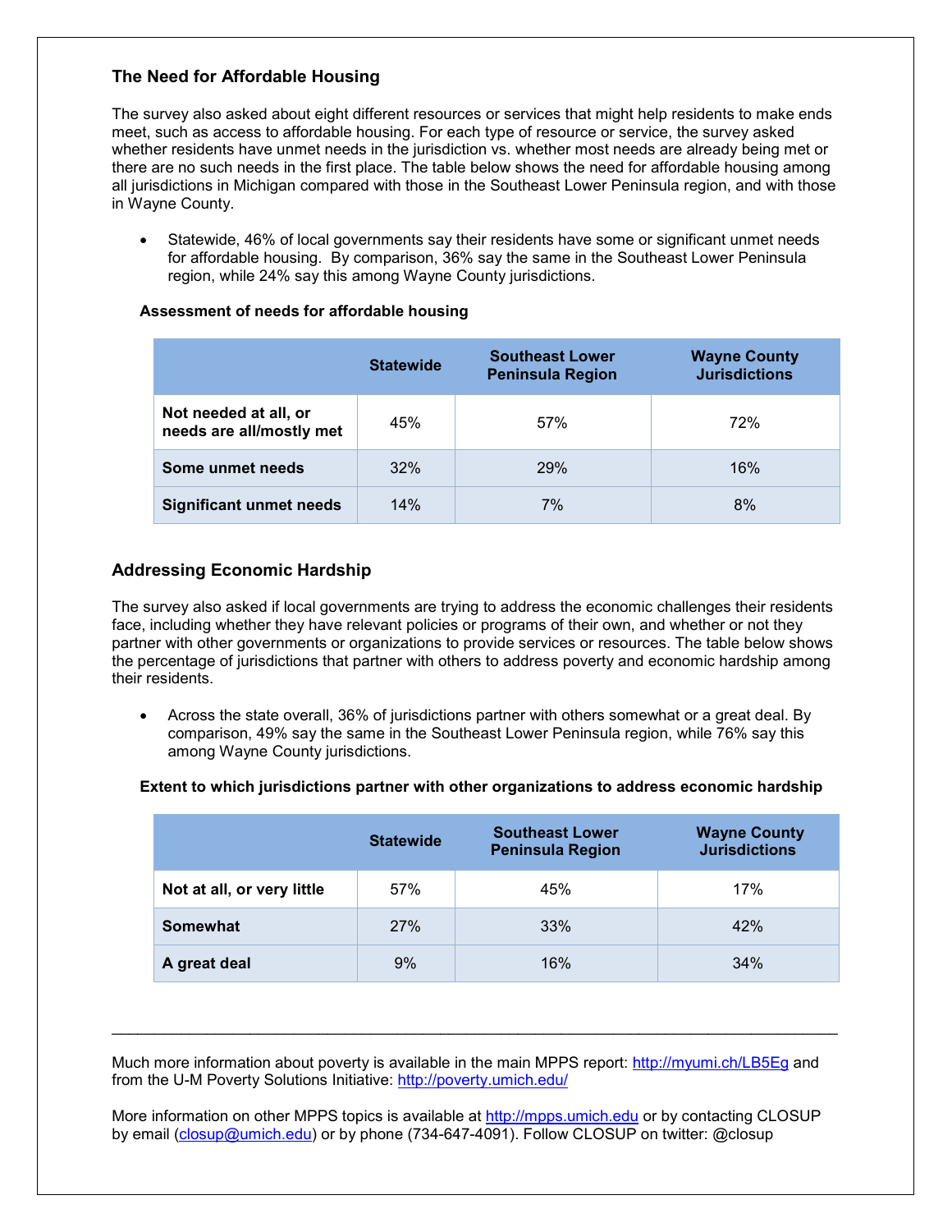## The Need for Affordable Housing

The survey also asked about eight different resources or services that might help residents to make ends meet, such as access to affordable housing. For each type of resource or service, the survey asked whether residents have unmet needs in the jurisdiction vs. whether most needs are already being met or there are no such needs in the first place. The table below shows the need for affordable housing among all jurisdictions in Michigan compared with those in the Southeast Lower Peninsula region, and with those in Wayne County.

- Statewide, 46% of local governments say their residents have some or significant unmet needs for affordable housing. By comparison, 36% say the same in the Southeast Lower Peninsula region, while 24% say this among Wayne County jurisdictions.

**Assessment of needs for affordable housing**

| | Statewide | Southeast Lower Peninsula Region | Wayne County Jurisdictions |
|---|---|---|---|
| **Not needed at all, or needs are all/mostly met** | 45% | 57% | 72% |
| **Some unmet needs** | 32% | 29% | 16% |
| **Significant unmet needs** | 14% | 7% | 8% |

## Addressing Economic Hardship

The survey also asked if local governments are trying to address the economic challenges their residents face, including whether they have relevant policies or programs of their own, and whether or not they partner with other governments or organizations to provide services or resources. The table below shows the percentage of jurisdictions that partner with others to address poverty and economic hardship among their residents.

- Across the state overall, 36% of jurisdictions partner with others somewhat or a great deal. By comparison, 49% say the same in the Southeast Lower Peninsula region, while 76% say this among Wayne County jurisdictions.

**Extent to which jurisdictions partner with other organizations to address economic hardship**

| | Statewide | Southeast Lower Peninsula Region | Wayne County Jurisdictions |
|---|---|---|---|
| **Not at all, or very little** | 57% | 45% | 17% |
| **Somewhat** | 27% | 33% | 42% |
| **A great deal** | 9% | 16% | 34% |

---

Much more information about poverty is available in the main MPPS report: http://myumi.ch/LB5Eg and from the U-M Poverty Solutions Initiative: http://poverty.umich.edu/

More information on other MPPS topics is available at http://mpps.umich.edu or by contacting CLOSUP by email (closup@umich.edu) or by phone (734-647-4091). Follow CLOSUP on twitter: @closup